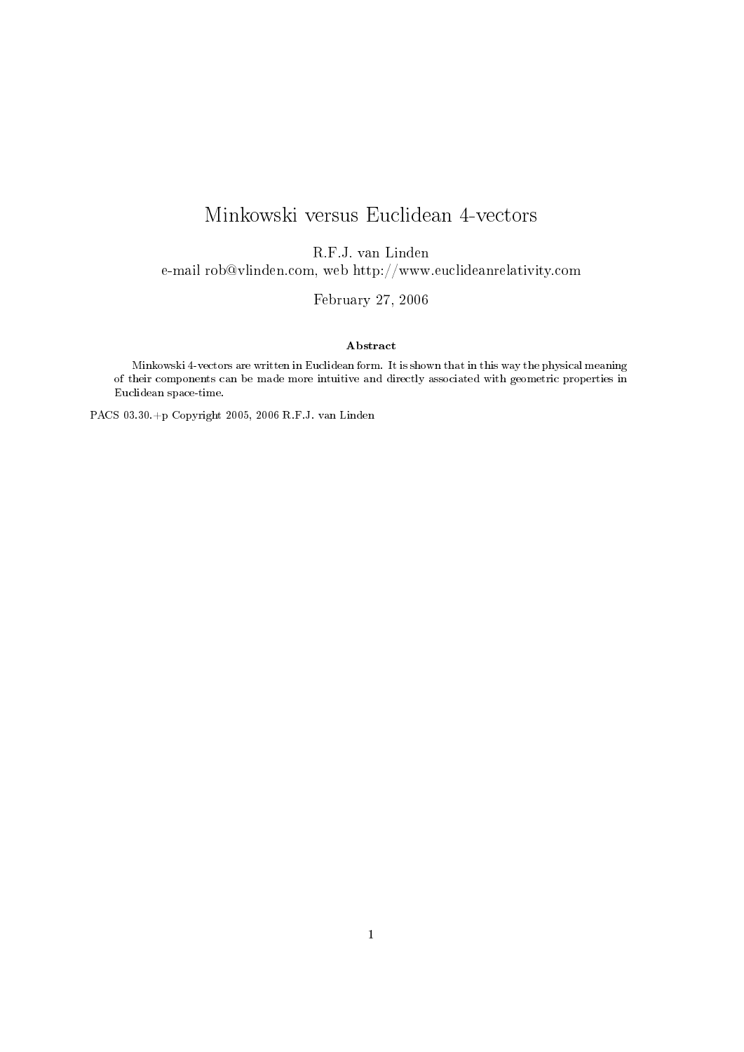# Minkowski versus Euclidean 4-vectors

R.F.J. van Linden

e-mail rob@vlinden.com, web http://www.euclideanrelativity.com

February 27, 2006

**Abstract**

Minkowski 4-vectors are written in Euclidean form. It is shown that in this way the physical meaning of their components can be made more intuitive and directly associated with geometric properties in Euclidean space-time.

PACS 03.30.+p Copyright 2005, 2006 R.F.J. van Linden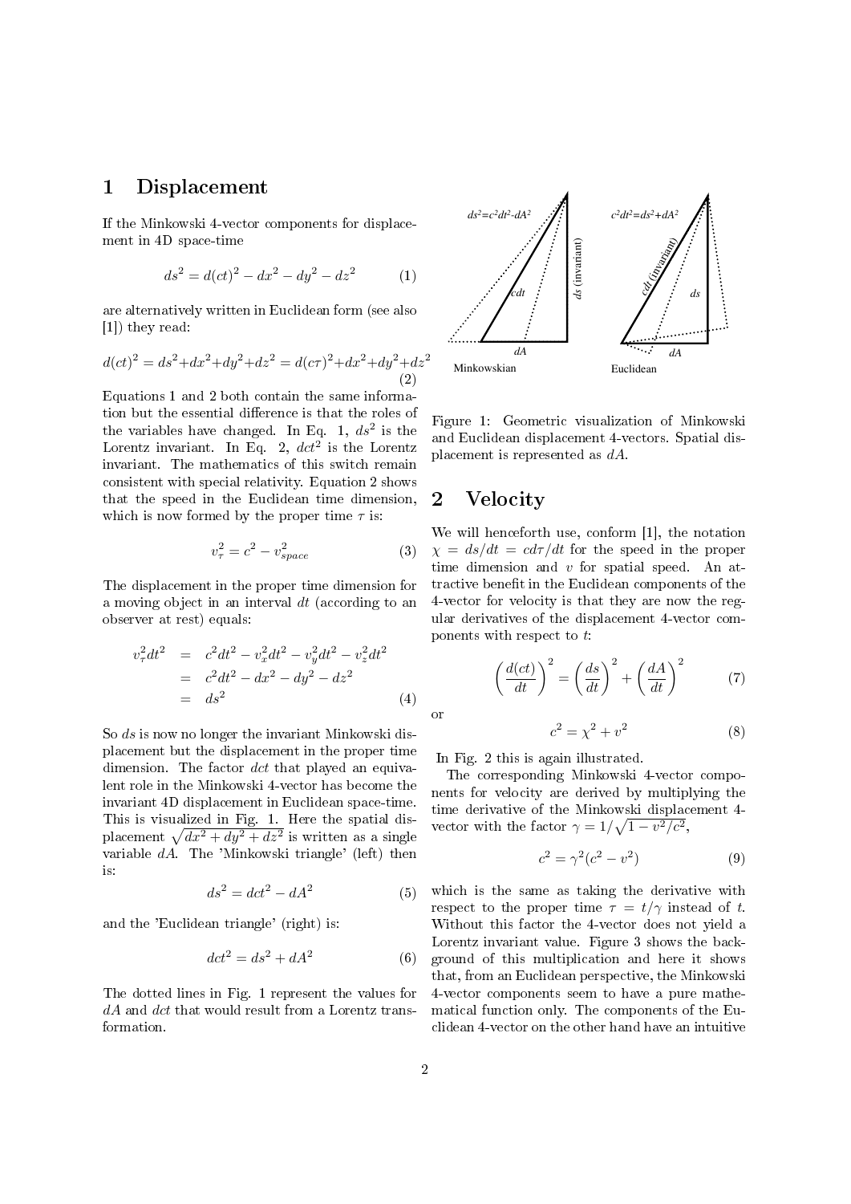# 1 Displacement

If the Minkowski 4-vector components for displacement in 4D space-time

$$ds^2 = d(ct)^2 - dx^2 - dy^2 - dz^2 \tag{1}$$

are alternatively written in Euclidean form (see also [1]) they read:

$$d(ct)^2 = ds^2 + dx^2 + dy^2 + dz^2 = d(c\tau)^2 + dx^2 + dy^2 + dz^2 \tag{2}$$

Equations 1 and 2 both contain the same information but the essential difference is that the roles of the variables have changed. In Eq. 1, $ds^2$ is the Lorentz invariant. In Eq. 2, $dct^2$ is the Lorentz invariant. The mathematics of this switch remain consistent with special relativity. Equation 2 shows that the speed in the Euclidean time dimension, which is now formed by the proper time $\tau$ is:

$$v_\tau^2 = c^2 - v_{space}^2 \tag{3}$$

The displacement in the proper time dimension for a moving object in an interval $dt$ (according to an observer at rest) equals:

$$\begin{aligned} v_\tau^2 dt^2 &= c^2 dt^2 - v_x^2 dt^2 - v_y^2 dt^2 - v_z^2 dt^2 \\ &= c^2 dt^2 - dx^2 - dy^2 - dz^2 \\ &= ds^2 \end{aligned} \tag{4}$$

So $ds$ is now no longer the invariant Minkowski displacement but the displacement in the proper time dimension. The factor $dct$ that played an equivalent role in the Minkowski 4-vector has become the invariant 4D displacement in Euclidean space-time. This is visualized in Fig. 1. Here the spatial displacement $\sqrt{dx^2 + dy^2 + dz^2}$ is written as a single variable $dA$. The 'Minkowski triangle' (left) then is:

$$ds^2 = dct^2 - dA^2 \tag{5}$$

and the 'Euclidean triangle' (right) is:

$$dct^2 = ds^2 + dA^2 \tag{6}$$

The dotted lines in Fig. 1 represent the values for $dA$ and $dct$ that would result from a Lorentz transformation.

Figure 1: Geometric visualization of Minkowski and Euclidean displacement 4-vectors. Spatial displacement is represented as $dA$.

# 2 Velocity

We will henceforth use, conform [1], the notation $\chi = ds/dt = cd\tau/dt$ for the speed in the proper time dimension and $v$ for spatial speed. An attractive benefit in the Euclidean components of the 4-vector for velocity is that they are now the regular derivatives of the displacement 4-vector components with respect to $t$:

$$\left(\frac{d(ct)}{dt}\right)^2 = \left(\frac{ds}{dt}\right)^2 + \left(\frac{dA}{dt}\right)^2 \tag{7}$$

or

$$c^2 = \chi^2 + v^2 \tag{8}$$

In Fig. 2 this is again illustrated.

The corresponding Minkowski 4-vector components for velocity are derived by multiplying the time derivative of the Minkowski displacement 4-vector with the factor $\gamma = 1/\sqrt{1 - v^2/c^2}$,

$$c^2 = \gamma^2(c^2 - v^2) \tag{9}$$

which is the same as taking the derivative with respect to the proper time $\tau = t/\gamma$ instead of $t$. Without this factor the 4-vector does not yield a Lorentz invariant value. Figure 3 shows the background of this multiplication and here it shows that, from an Euclidean perspective, the Minkowski 4-vector components seem to have a pure mathematical function only. The components of the Euclidean 4-vector on the other hand have an intuitive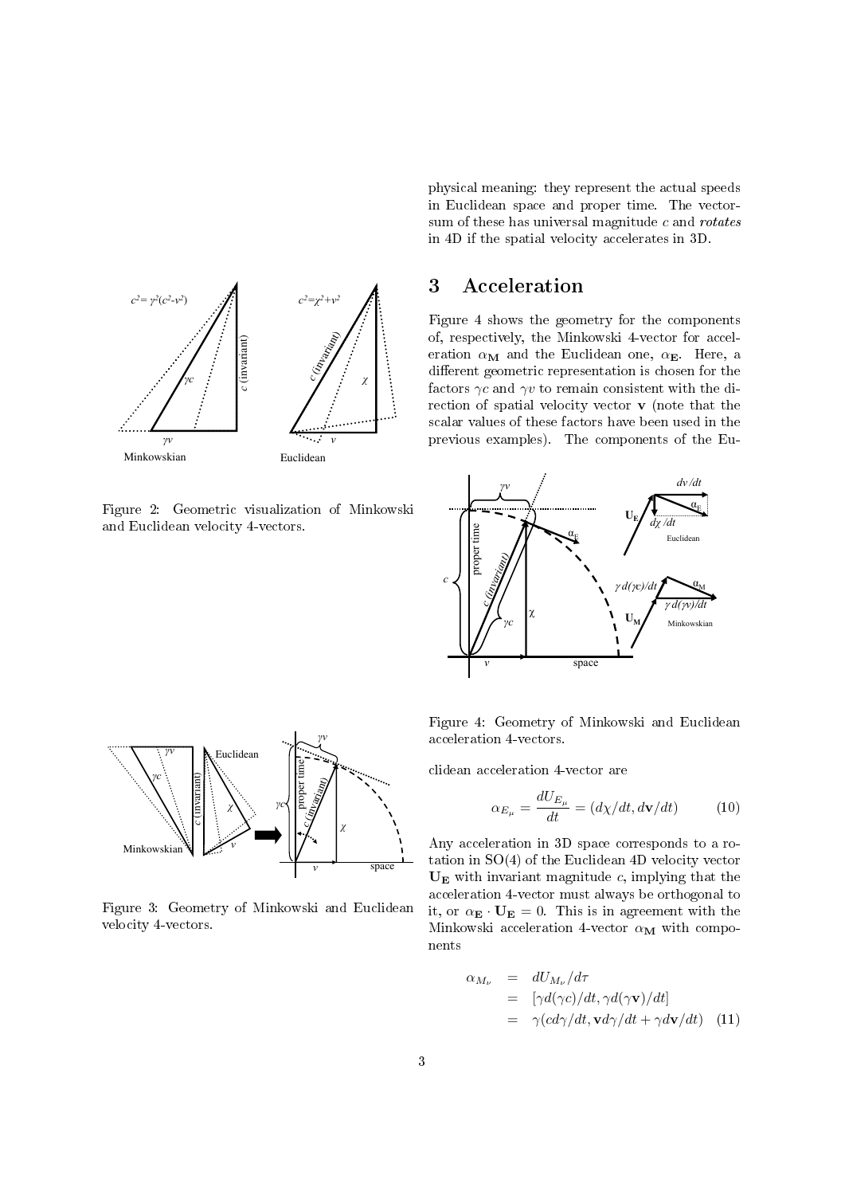physical meaning: they represent the actual speeds in Euclidean space and proper time. The vector-sum of these has universal magnitude $c$ and *rotates* in 4D if the spatial velocity accelerates in 3D.

Figure 2: Geometric visualization of Minkowski and Euclidean velocity 4-vectors.

Figure 3: Geometry of Minkowski and Euclidean velocity 4-vectors.

## 3 Acceleration

Figure 4 shows the geometry for the components of, respectively, the Minkowski 4-vector for acceleration $\alpha_{\mathbf{M}}$ and the Euclidean one, $\alpha_{\mathbf{E}}$. Here, a different geometric representation is chosen for the factors $\gamma c$ and $\gamma v$ to remain consistent with the direction of spatial velocity vector $\mathbf{v}$ (note that the scalar values of these factors have been used in the previous examples). The components of the Euclidean acceleration 4-vector are

Figure 4: Geometry of Minkowski and Euclidean acceleration 4-vectors.

$$\alpha_{E_\mu} = \frac{dU_{E_\mu}}{dt} = (d\chi/dt, d\mathbf{v}/dt) \qquad (10)$$

Any acceleration in 3D space corresponds to a rotation in SO(4) of the Euclidean 4D velocity vector $\mathbf{U_E}$ with invariant magnitude $c$, implying that the acceleration 4-vector must always be orthogonal to it, or $\alpha_{\mathbf{E}} \cdot \mathbf{U_E} = 0$. This is in agreement with the Minkowski acceleration 4-vector $\alpha_{\mathbf{M}}$ with components

$$\begin{aligned}
\alpha_{M_\nu} &= dU_{M_\nu}/d\tau \\
&= [\gamma d(\gamma c)/dt, \gamma d(\gamma \mathbf{v})/dt] \\
&= \gamma (c d\gamma/dt, \mathbf{v} d\gamma/dt + \gamma d\mathbf{v}/dt) \quad (11)
\end{aligned}$$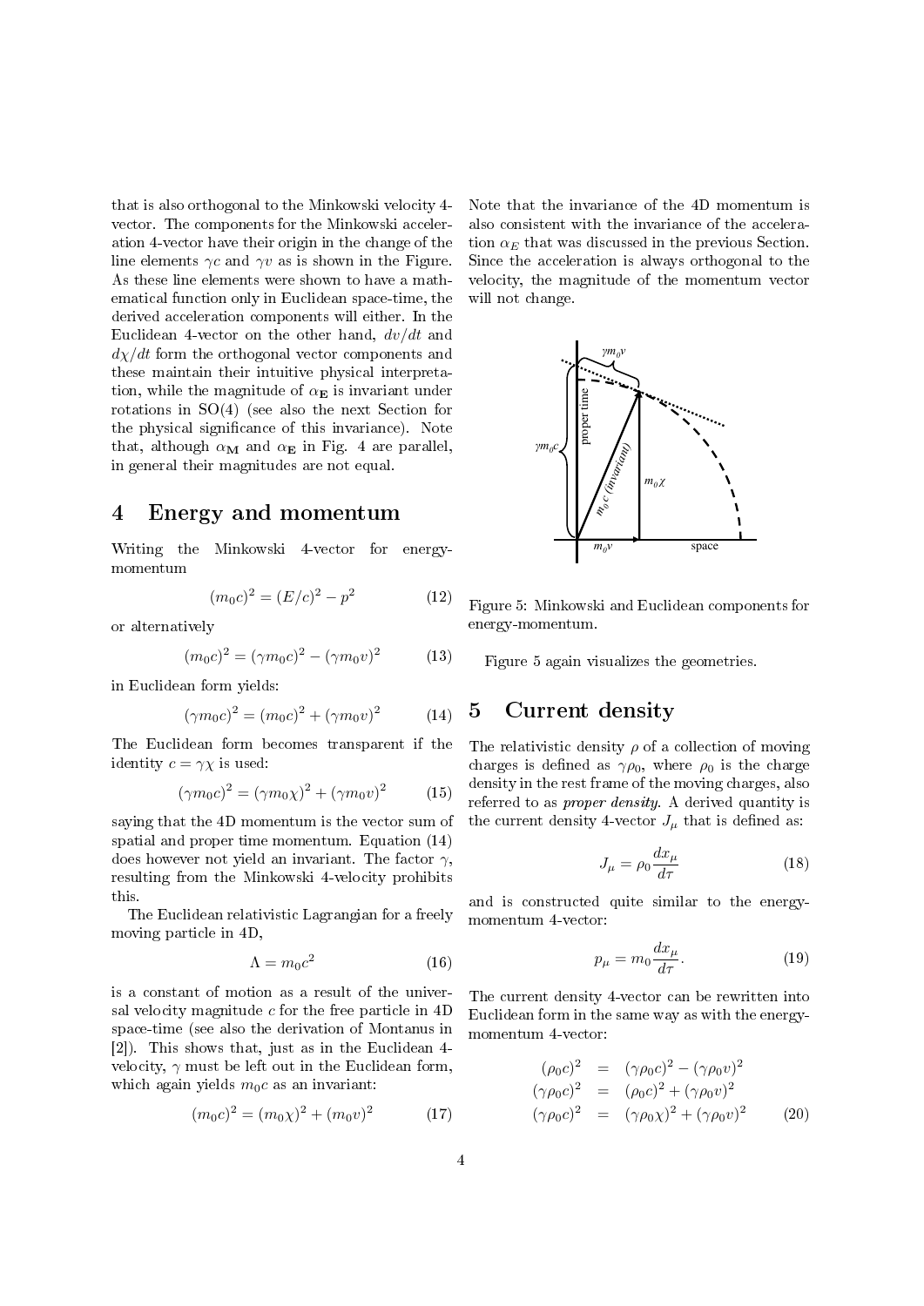that is also orthogonal to the Minkowski velocity 4-vector. The components for the Minkowski acceleration 4-vector have their origin in the change of the line elements $\gamma c$ and $\gamma v$ as is shown in the Figure. As these line elements were shown to have a mathematical function only in Euclidean space-time, the derived acceleration components will either. In the Euclidean 4-vector on the other hand, $dv/dt$ and $d\chi/dt$ form the orthogonal vector components and these maintain their intuitive physical interpretation, while the magnitude of $\alpha_{\mathbf{E}}$ is invariant under rotations in SO(4) (see also the next Section for the physical significance of this invariance). Note that, although $\alpha_{\mathbf{M}}$ and $\alpha_{\mathbf{E}}$ in Fig. 4 are parallel, in general their magnitudes are not equal.

# 4 Energy and momentum

Writing the Minkowski 4-vector for energy-momentum

$$(m_0 c)^2 = (E/c)^2 - p^2 \tag{12}$$

or alternatively

$$(m_0 c)^2 = (\gamma m_0 c)^2 - (\gamma m_0 v)^2 \tag{13}$$

in Euclidean form yields:

$$(\gamma m_0 c)^2 = (m_0 c)^2 + (\gamma m_0 v)^2 \tag{14}$$

The Euclidean form becomes transparent if the identity $c = \gamma\chi$ is used:

$$(\gamma m_0 c)^2 = (\gamma m_0 \chi)^2 + (\gamma m_0 v)^2 \tag{15}$$

saying that the 4D momentum is the vector sum of spatial and proper time momentum. Equation (14) does however not yield an invariant. The factor $\gamma$, resulting from the Minkowski 4-velocity prohibits this.

The Euclidean relativistic Lagrangian for a freely moving particle in 4D,

$$\Lambda = m_0 c^2 \tag{16}$$

is a constant of motion as a result of the universal velocity magnitude $c$ for the free particle in 4D space-time (see also the derivation of Montanus in [2]). This shows that, just as in the Euclidean 4-velocity, $\gamma$ must be left out in the Euclidean form, which again yields $m_0 c$ as an invariant:

$$(m_0 c)^2 = (m_0 \chi)^2 + (m_0 v)^2 \tag{17}$$

Note that the invariance of the 4D momentum is also consistent with the invariance of the acceleration $\alpha_E$ that was discussed in the previous Section. Since the acceleration is always orthogonal to the velocity, the magnitude of the momentum vector will not change.

Figure 5: Minkowski and Euclidean components for energy-momentum.

Figure 5 again visualizes the geometries.

# 5 Current density

The relativistic density $\rho$ of a collection of moving charges is defined as $\gamma\rho_0$, where $\rho_0$ is the charge density in the rest frame of the moving charges, also referred to as *proper density*. A derived quantity is the current density 4-vector $J_\mu$ that is defined as:

$$J_\mu = \rho_0 \frac{dx_\mu}{d\tau} \tag{18}$$

and is constructed quite similar to the energy-momentum 4-vector:

$$p_\mu = m_0 \frac{dx_\mu}{d\tau}. \tag{19}$$

The current density 4-vector can be rewritten into Euclidean form in the same way as with the energy-momentum 4-vector:

$$\begin{aligned}
(\rho_0 c)^2 &= (\gamma\rho_0 c)^2 - (\gamma\rho_0 v)^2 \\
(\gamma\rho_0 c)^2 &= (\rho_0 c)^2 + (\gamma\rho_0 v)^2 \\
(\gamma\rho_0 c)^2 &= (\gamma\rho_0 \chi)^2 + (\gamma\rho_0 v)^2
\end{aligned} \tag{20}$$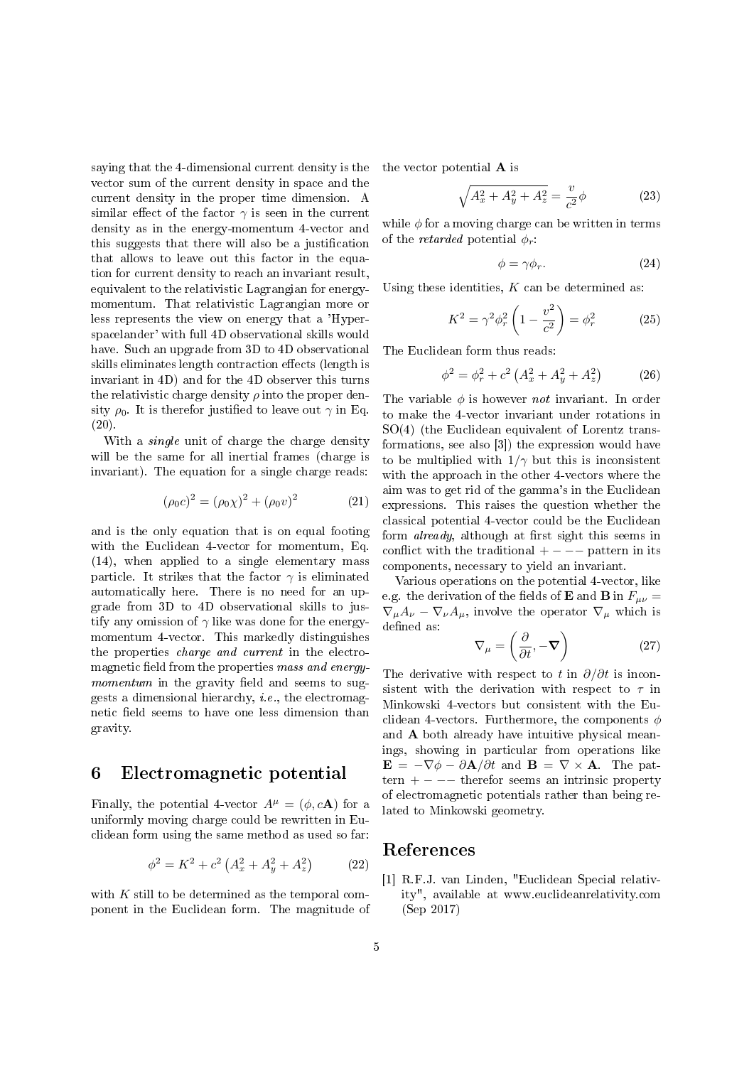saying that the 4-dimensional current density is the vector sum of the current density in space and the current density in the proper time dimension. A similar effect of the factor $\gamma$ is seen in the current density as in the energy-momentum 4-vector and this suggests that there will also be a justification that allows to leave out this factor in the equation for current density to reach an invariant result, equivalent to the relativistic Lagrangian for energy-momentum. That relativistic Lagrangian more or less represents the view on energy that a 'Hyperspacelander' with full 4D observational skills would have. Such an upgrade from 3D to 4D observational skills eliminates length contraction effects (length is invariant in 4D) and for the 4D observer this turns the relativistic charge density $\rho$ into the proper density $\rho_0$. It is therefor justified to leave out $\gamma$ in Eq. (20).

With a *single* unit of charge the charge density will be the same for all inertial frames (charge is invariant). The equation for a single charge reads:

$$(\rho_0 c)^2 = (\rho_0 \chi)^2 + (\rho_0 v)^2 \tag{21}$$

and is the only equation that is on equal footing with the Euclidean 4-vector for momentum, Eq. (14), when applied to a single elementary mass particle. It strikes that the factor $\gamma$ is eliminated automatically here. There is no need for an upgrade from 3D to 4D observational skills to justify any omission of $\gamma$ like was done for the energy-momentum 4-vector. This markedly distinguishes the properties *charge and current* in the electromagnetic field from the properties *mass and energy-momentum* in the gravity field and seems to suggests a dimensional hierarchy, *i.e.*, the electromagnetic field seems to have one less dimension than gravity.

## 6 Electromagnetic potential

Finally, the potential 4-vector $A^\mu = (\phi, c\mathbf{A})$ for a uniformly moving charge could be rewritten in Euclidean form using the same method as used so far:

$$\phi^2 = K^2 + c^2\left(A_x^2 + A_y^2 + A_z^2\right) \tag{22}$$

with $K$ still to be determined as the temporal component in the Euclidean form. The magnitude of the vector potential $\mathbf{A}$ is

$$\sqrt{A_x^2 + A_y^2 + A_z^2} = \frac{v}{c^2}\phi \tag{23}$$

while $\phi$ for a moving charge can be written in terms of the *retarded* potential $\phi_r$:

$$\phi = \gamma\phi_r. \tag{24}$$

Using these identities, $K$ can be determined as:

$$K^2 = \gamma^2\phi_r^2\left(1 - \frac{v^2}{c^2}\right) = \phi_r^2 \tag{25}$$

The Euclidean form thus reads:

$$\phi^2 = \phi_r^2 + c^2\left(A_x^2 + A_y^2 + A_z^2\right) \tag{26}$$

The variable $\phi$ is however *not* invariant. In order to make the 4-vector invariant under rotations in SO(4) (the Euclidean equivalent of Lorentz transformations, see also [3]) the expression would have to be multiplied with $1/\gamma$ but this is inconsistent with the approach in the other 4-vectors where the aim was to get rid of the gamma's in the Euclidean expressions. This raises the question whether the classical potential 4-vector could be the Euclidean form *already*, although at first sight this seems in conflict with the traditional $+---$ pattern in its components, necessary to yield an invariant.

Various operations on the potential 4-vector, like e.g. the derivation of the fields of $\mathbf{E}$ and $\mathbf{B}$ in $F_{\mu\nu} = \nabla_\mu A_\nu - \nabla_\nu A_\mu$, involve the operator $\nabla_\mu$ which is defined as:

$$\nabla_\mu = \left(\frac{\partial}{\partial t}, -\boldsymbol{\nabla}\right) \tag{27}$$

The derivative with respect to $t$ in $\partial/\partial t$ is inconsistent with the derivation with respect to $\tau$ in Minkowski 4-vectors but consistent with the Euclidean 4-vectors. Furthermore, the components $\phi$ and $\mathbf{A}$ both already have intuitive physical meanings, showing in particular from operations like $\mathbf{E} = -\nabla\phi - \partial\mathbf{A}/\partial t$ and $\mathbf{B} = \nabla \times \mathbf{A}$. The pattern $+---$ therefor seems an intrinsic property of electromagnetic potentials rather than being related to Minkowski geometry.

## References

[1] R.F.J. van Linden, "Euclidean Special relativity", available at www.euclideanrelativity.com (Sep 2017)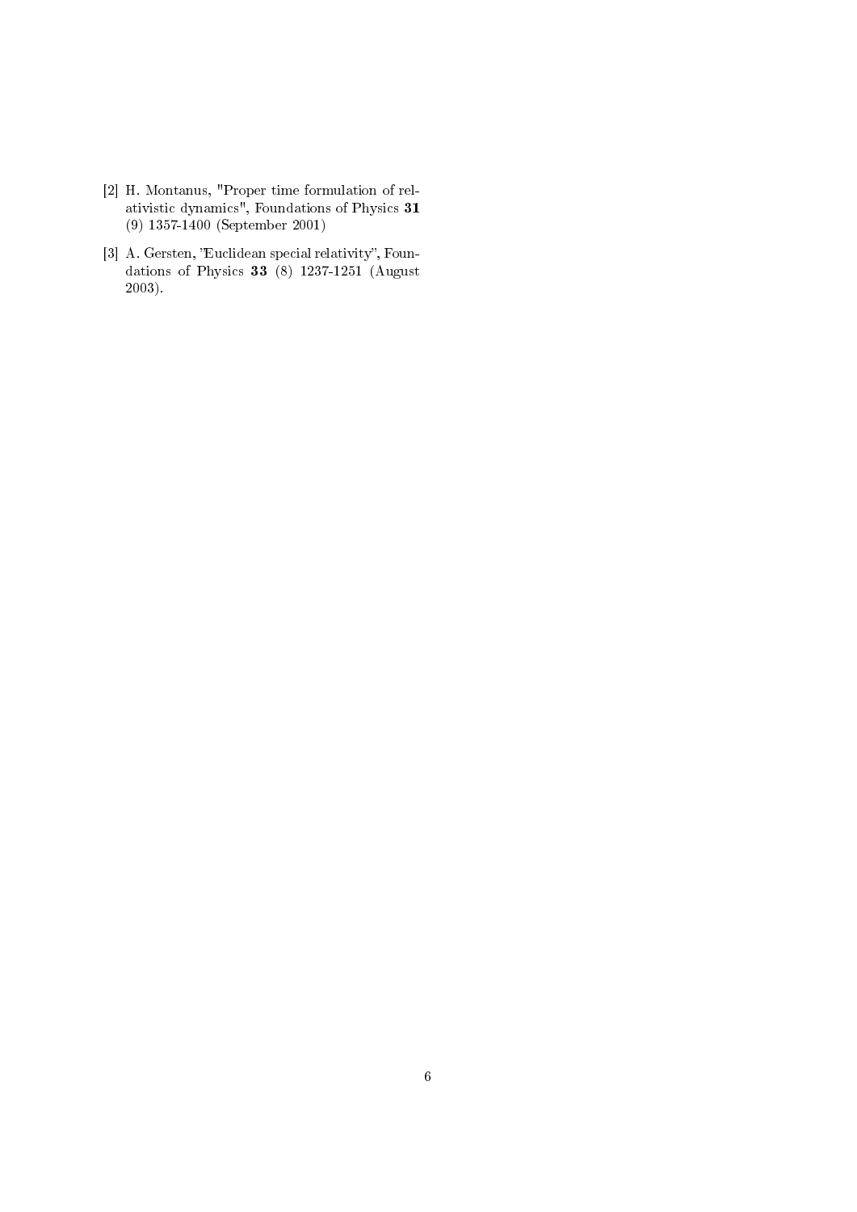[2] H. Montanus, "Proper time formulation of relativistic dynamics", Foundations of Physics **31** (9) 1357-1400 (September 2001)

[3] A. Gersten, 'Euclidean special relativity", Foundations of Physics **33** (8) 1237-1251 (August 2003).